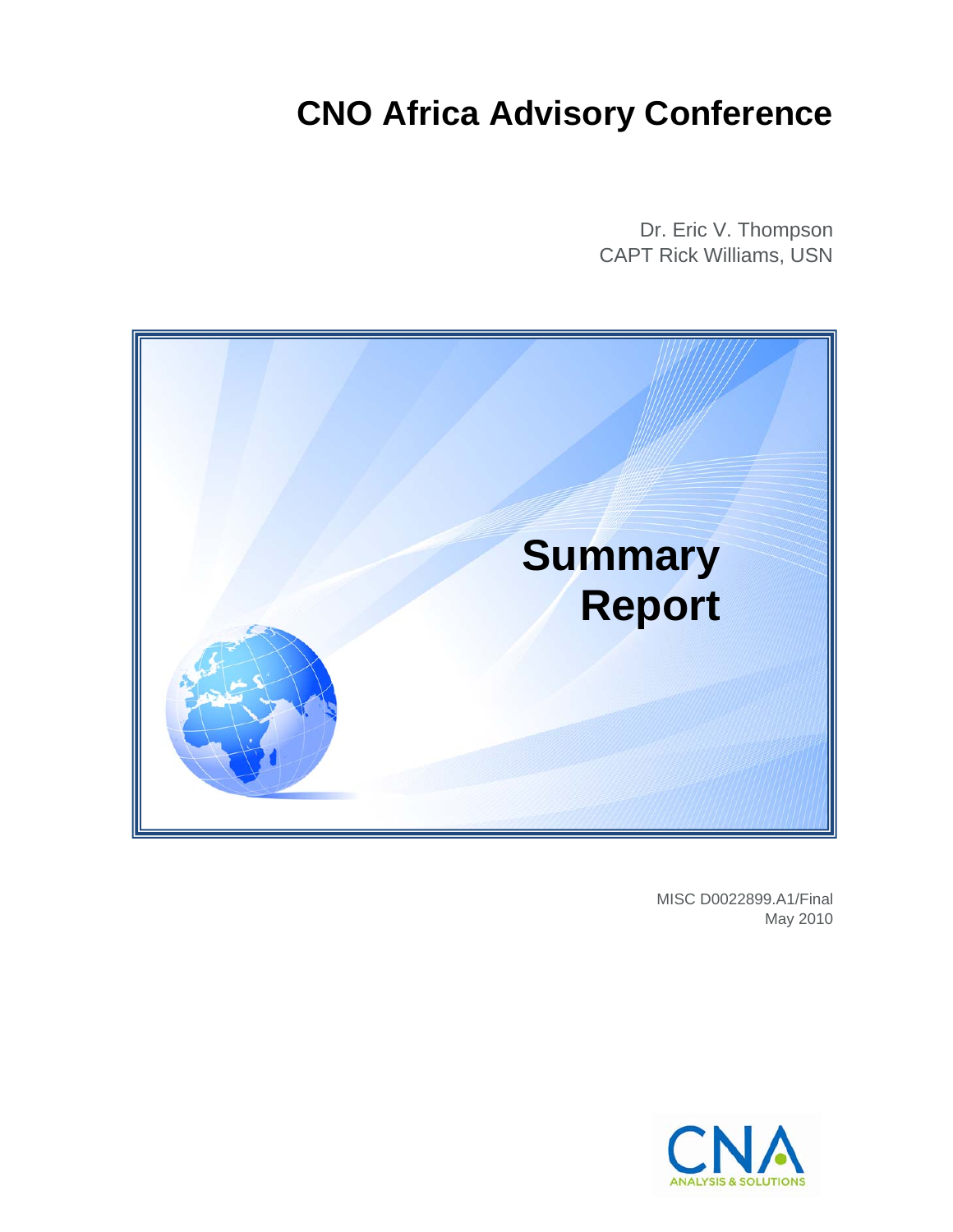# CNO Africa Advisory Conference

Dr. Eric V. Thompson
CAPT Rick Williams, USN

## Summary Report

MISC D0022899.A1/Final
May 2010

CNA
ANALYSIS & SOLUTIONS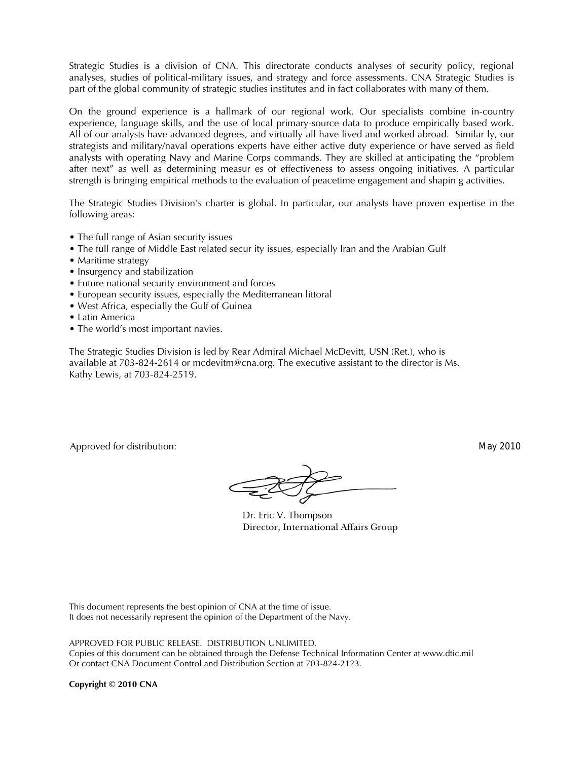Strategic Studies is a division of CNA. This directorate conducts analyses of security policy, regional analyses, studies of political-military issues, and strategy and force assessments. CNA Strategic Studies is part of the global community of strategic studies institutes and in fact collaborates with many of them.

On the ground experience is a hallmark of our regional work. Our specialists combine in-country experience, language skills, and the use of local primary-source data to produce empirically based work. All of our analysts have advanced degrees, and virtually all have lived and worked abroad. Similar ly, our strategists and military/naval operations experts have either active duty experience or have served as field analysts with operating Navy and Marine Corps commands. They are skilled at anticipating the "problem after next" as well as determining measur es of effectiveness to assess ongoing initiatives. A particular strength is bringing empirical methods to the evaluation of peacetime engagement and shapin g activities.

The Strategic Studies Division's charter is global. In particular, our analysts have proven expertise in the following areas:

- The full range of Asian security issues
- The full range of Middle East related secur ity issues, especially Iran and the Arabian Gulf
- Maritime strategy
- Insurgency and stabilization
- Future national security environment and forces
- European security issues, especially the Mediterranean littoral
- West Africa, especially the Gulf of Guinea
- Latin America
- The world's most important navies.

The Strategic Studies Division is led by Rear Admiral Michael McDevitt, USN (Ret.), who is available at 703-824-2614 or mcdevitm@cna.org. The executive assistant to the director is Ms. Kathy Lewis, at 703-824-2519.

Approved for distribution: May 2010

Dr. Eric V. Thompson
Director, International Affairs Group

This document represents the best opinion of CNA at the time of issue.
It does not necessarily represent the opinion of the Department of the Navy.

APPROVED FOR PUBLIC RELEASE. DISTRIBUTION UNLIMITED.
Copies of this document can be obtained through the Defense Technical Information Center at www.dtic.mil
Or contact CNA Document Control and Distribution Section at 703-824-2123.

**Copyright © 2010 CNA**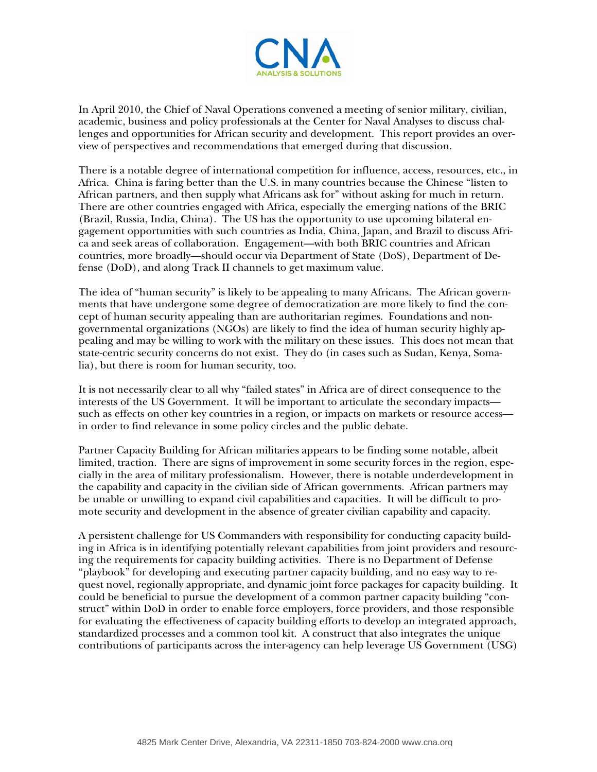In April 2010, the Chief of Naval Operations convened a meeting of senior military, civilian, academic, business and policy professionals at the Center for Naval Analyses to discuss challenges and opportunities for African security and development. This report provides an overview of perspectives and recommendations that emerged during that discussion.

There is a notable degree of international competition for influence, access, resources, etc., in Africa. China is faring better than the U.S. in many countries because the Chinese "listen to African partners, and then supply what Africans ask for" without asking for much in return. There are other countries engaged with Africa, especially the emerging nations of the BRIC (Brazil, Russia, India, China). The US has the opportunity to use upcoming bilateral engagement opportunities with such countries as India, China, Japan, and Brazil to discuss Africa and seek areas of collaboration. Engagement—with both BRIC countries and African countries, more broadly—should occur via Department of State (DoS), Department of Defense (DoD), and along Track II channels to get maximum value.

The idea of "human security" is likely to be appealing to many Africans. The African governments that have undergone some degree of democratization are more likely to find the concept of human security appealing than are authoritarian regimes. Foundations and non-governmental organizations (NGOs) are likely to find the idea of human security highly appealing and may be willing to work with the military on these issues. This does not mean that state-centric security concerns do not exist. They do (in cases such as Sudan, Kenya, Somalia), but there is room for human security, too.

It is not necessarily clear to all why "failed states" in Africa are of direct consequence to the interests of the US Government. It will be important to articulate the secondary impacts—such as effects on other key countries in a region, or impacts on markets or resource access—in order to find relevance in some policy circles and the public debate.

Partner Capacity Building for African militaries appears to be finding some notable, albeit limited, traction. There are signs of improvement in some security forces in the region, especially in the area of military professionalism. However, there is notable underdevelopment in the capability and capacity in the civilian side of African governments. African partners may be unable or unwilling to expand civil capabilities and capacities. It will be difficult to promote security and development in the absence of greater civilian capability and capacity.

A persistent challenge for US Commanders with responsibility for conducting capacity building in Africa is in identifying potentially relevant capabilities from joint providers and resourcing the requirements for capacity building activities. There is no Department of Defense "playbook" for developing and executing partner capacity building, and no easy way to request novel, regionally appropriate, and dynamic joint force packages for capacity building. It could be beneficial to pursue the development of a common partner capacity building "construct" within DoD in order to enable force employers, force providers, and those responsible for evaluating the effectiveness of capacity building efforts to develop an integrated approach, standardized processes and a common tool kit. A construct that also integrates the unique contributions of participants across the inter-agency can help leverage US Government (USG)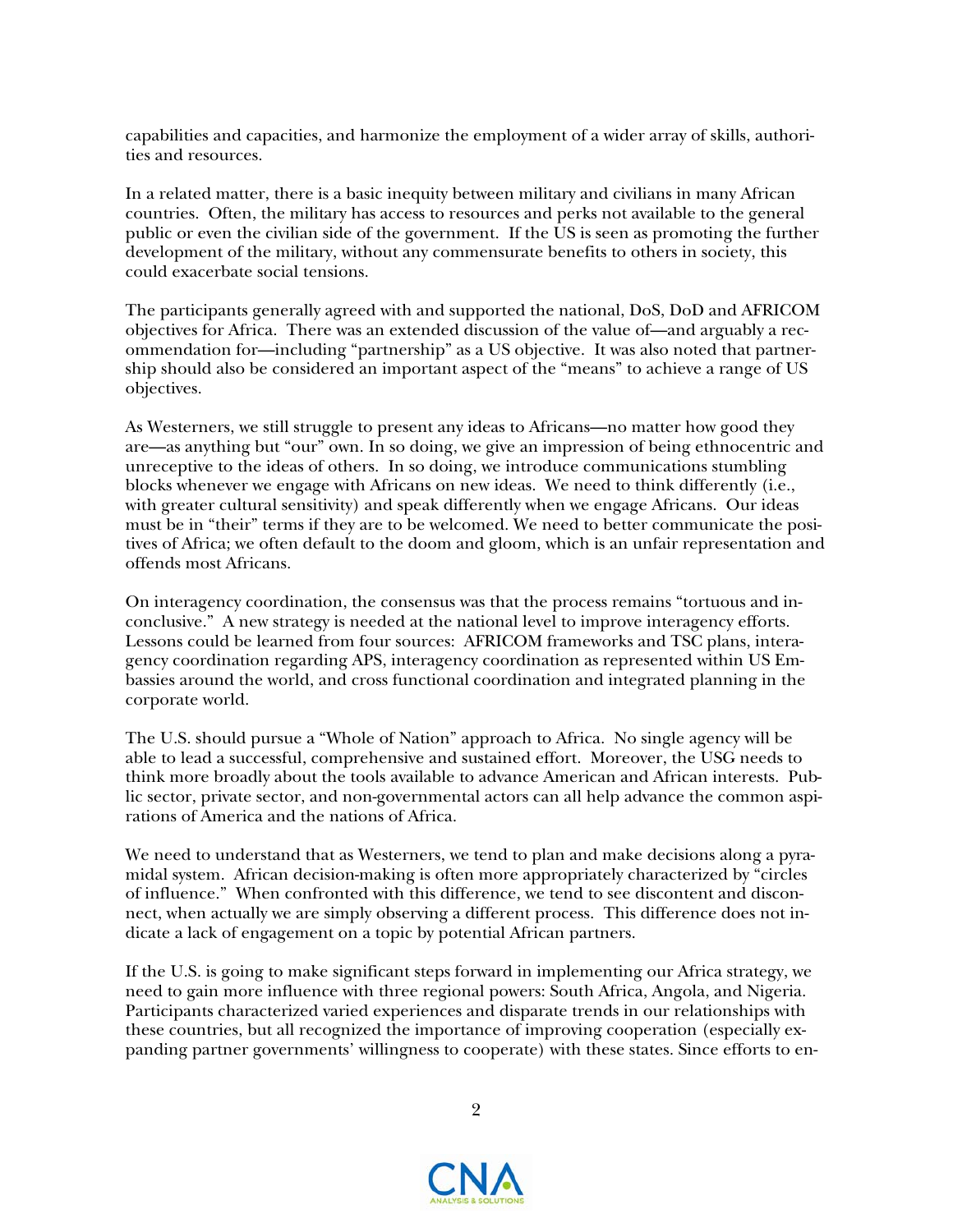capabilities and capacities, and harmonize the employment of a wider array of skills, authorities and resources.

In a related matter, there is a basic inequity between military and civilians in many African countries. Often, the military has access to resources and perks not available to the general public or even the civilian side of the government. If the US is seen as promoting the further development of the military, without any commensurate benefits to others in society, this could exacerbate social tensions.

The participants generally agreed with and supported the national, DoS, DoD and AFRICOM objectives for Africa. There was an extended discussion of the value of—and arguably a recommendation for—including "partnership" as a US objective. It was also noted that partnership should also be considered an important aspect of the "means" to achieve a range of US objectives.

As Westerners, we still struggle to present any ideas to Africans—no matter how good they are—as anything but "our" own. In so doing, we give an impression of being ethnocentric and unreceptive to the ideas of others. In so doing, we introduce communications stumbling blocks whenever we engage with Africans on new ideas. We need to think differently (i.e., with greater cultural sensitivity) and speak differently when we engage Africans. Our ideas must be in "their" terms if they are to be welcomed. We need to better communicate the positives of Africa; we often default to the doom and gloom, which is an unfair representation and offends most Africans.

On interagency coordination, the consensus was that the process remains "tortuous and inconclusive." A new strategy is needed at the national level to improve interagency efforts. Lessons could be learned from four sources: AFRICOM frameworks and TSC plans, interagency coordination regarding APS, interagency coordination as represented within US Embassies around the world, and cross functional coordination and integrated planning in the corporate world.

The U.S. should pursue a "Whole of Nation" approach to Africa. No single agency will be able to lead a successful, comprehensive and sustained effort. Moreover, the USG needs to think more broadly about the tools available to advance American and African interests. Public sector, private sector, and non-governmental actors can all help advance the common aspirations of America and the nations of Africa.

We need to understand that as Westerners, we tend to plan and make decisions along a pyramidal system. African decision-making is often more appropriately characterized by "circles of influence." When confronted with this difference, we tend to see discontent and disconnect, when actually we are simply observing a different process. This difference does not indicate a lack of engagement on a topic by potential African partners.

If the U.S. is going to make significant steps forward in implementing our Africa strategy, we need to gain more influence with three regional powers: South Africa, Angola, and Nigeria. Participants characterized varied experiences and disparate trends in our relationships with these countries, but all recognized the importance of improving cooperation (especially expanding partner governments' willingness to cooperate) with these states. Since efforts to en-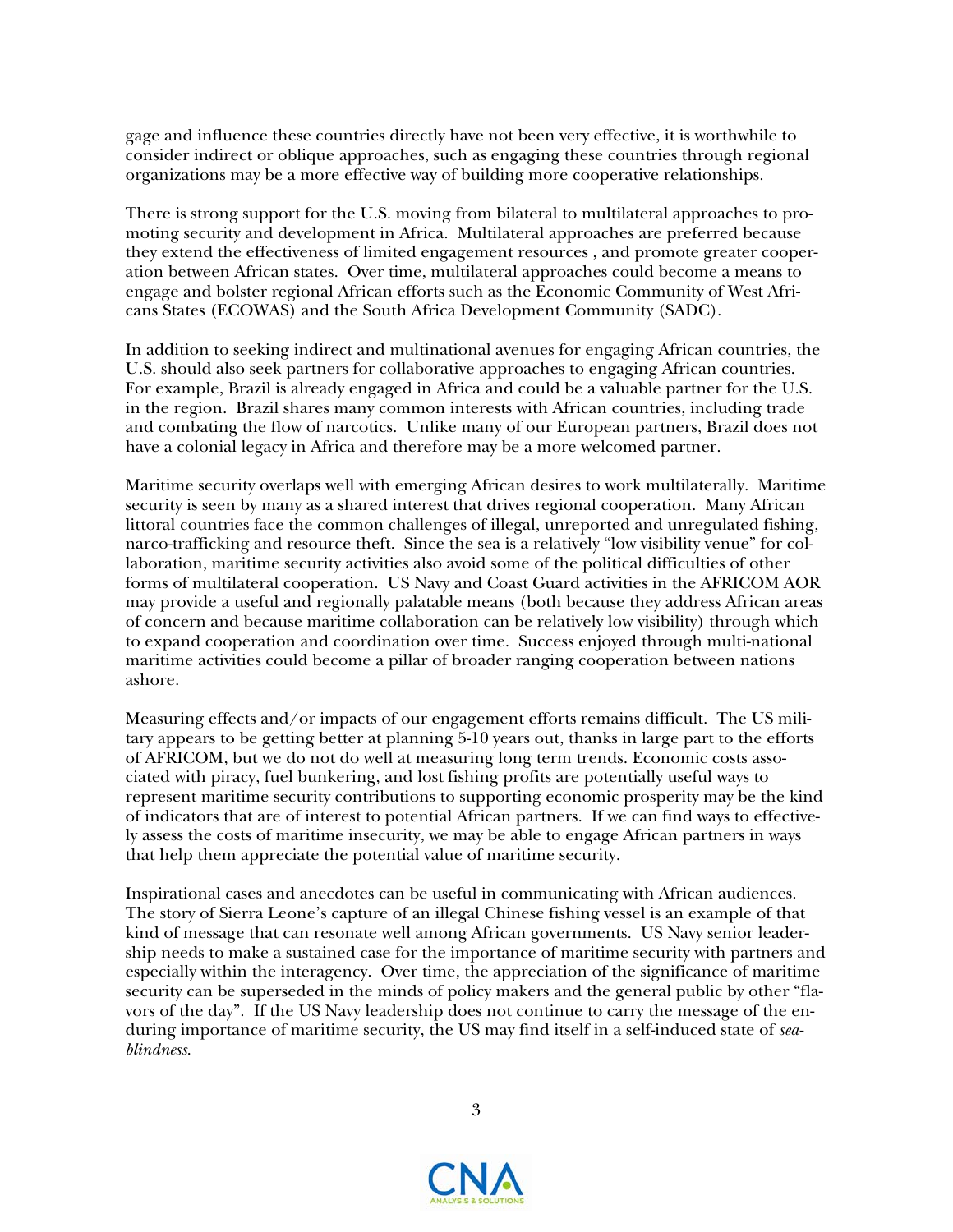gage and influence these countries directly have not been very effective, it is worthwhile to consider indirect or oblique approaches, such as engaging these countries through regional organizations may be a more effective way of building more cooperative relationships.

There is strong support for the U.S. moving from bilateral to multilateral approaches to promoting security and development in Africa. Multilateral approaches are preferred because they extend the effectiveness of limited engagement resources , and promote greater cooperation between African states. Over time, multilateral approaches could become a means to engage and bolster regional African efforts such as the Economic Community of West Africans States (ECOWAS) and the South Africa Development Community (SADC).

In addition to seeking indirect and multinational avenues for engaging African countries, the U.S. should also seek partners for collaborative approaches to engaging African countries. For example, Brazil is already engaged in Africa and could be a valuable partner for the U.S. in the region. Brazil shares many common interests with African countries, including trade and combating the flow of narcotics. Unlike many of our European partners, Brazil does not have a colonial legacy in Africa and therefore may be a more welcomed partner.

Maritime security overlaps well with emerging African desires to work multilaterally. Maritime security is seen by many as a shared interest that drives regional cooperation. Many African littoral countries face the common challenges of illegal, unreported and unregulated fishing, narco-trafficking and resource theft. Since the sea is a relatively "low visibility venue" for collaboration, maritime security activities also avoid some of the political difficulties of other forms of multilateral cooperation. US Navy and Coast Guard activities in the AFRICOM AOR may provide a useful and regionally palatable means (both because they address African areas of concern and because maritime collaboration can be relatively low visibility) through which to expand cooperation and coordination over time. Success enjoyed through multi-national maritime activities could become a pillar of broader ranging cooperation between nations ashore.

Measuring effects and/or impacts of our engagement efforts remains difficult. The US military appears to be getting better at planning 5-10 years out, thanks in large part to the efforts of AFRICOM, but we do not do well at measuring long term trends. Economic costs associated with piracy, fuel bunkering, and lost fishing profits are potentially useful ways to represent maritime security contributions to supporting economic prosperity may be the kind of indicators that are of interest to potential African partners. If we can find ways to effectively assess the costs of maritime insecurity, we may be able to engage African partners in ways that help them appreciate the potential value of maritime security.

Inspirational cases and anecdotes can be useful in communicating with African audiences. The story of Sierra Leone's capture of an illegal Chinese fishing vessel is an example of that kind of message that can resonate well among African governments. US Navy senior leadership needs to make a sustained case for the importance of maritime security with partners and especially within the interagency. Over time, the appreciation of the significance of maritime security can be superseded in the minds of policy makers and the general public by other "flavors of the day". If the US Navy leadership does not continue to carry the message of the enduring importance of maritime security, the US may find itself in a self-induced state of *sea-blindness*.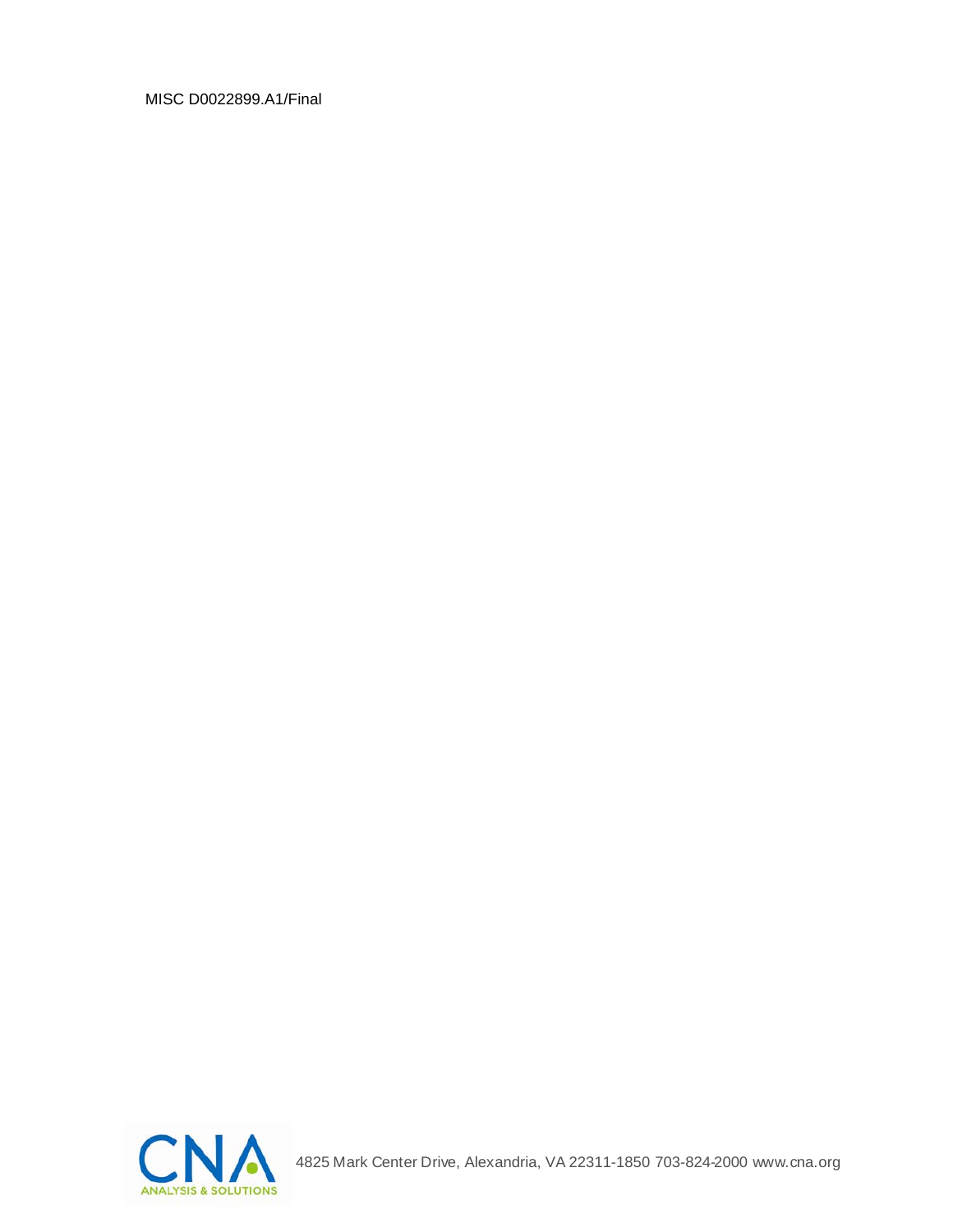MISC D0022899.A1/Final

CNA ANALYSIS & SOLUTIONS

4825 Mark Center Drive, Alexandria, VA 22311-1850 703-824-2000 www.cna.org